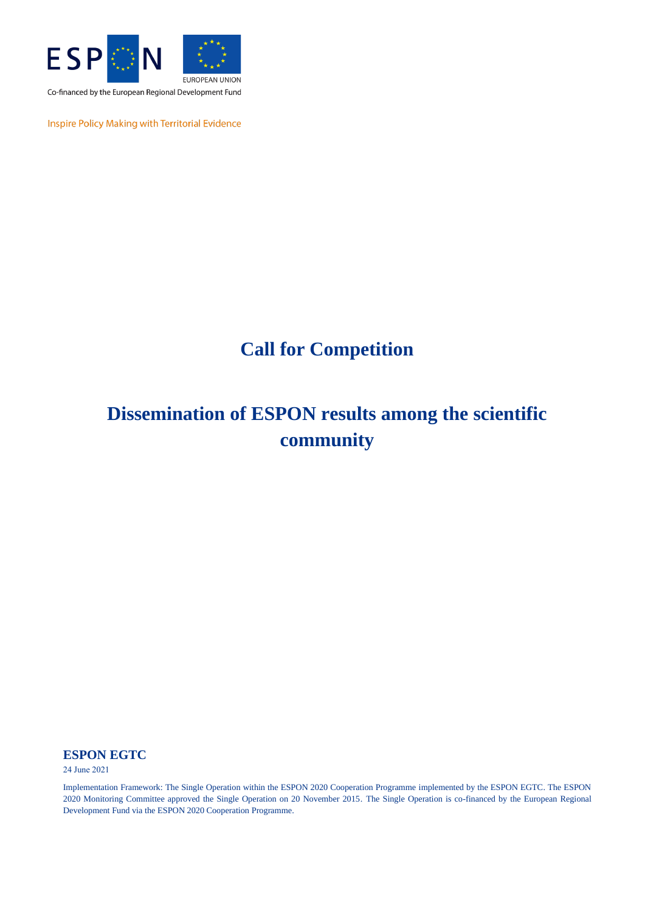Co-financed by the European Regional Development Fund

Inspire Policy Making with Territorial Evidence

# Call for Competition

# Dissemination of ESPON results among the scientific community

**ESPON EGTC**

24 June 2021

Implementation Framework: The Single Operation within the ESPON 2020 Cooperation Programme implemented by the ESPON EGTC. The ESPON 2020 Monitoring Committee approved the Single Operation on 20 November 2015. The Single Operation is co-financed by the European Regional Development Fund via the ESPON 2020 Cooperation Programme.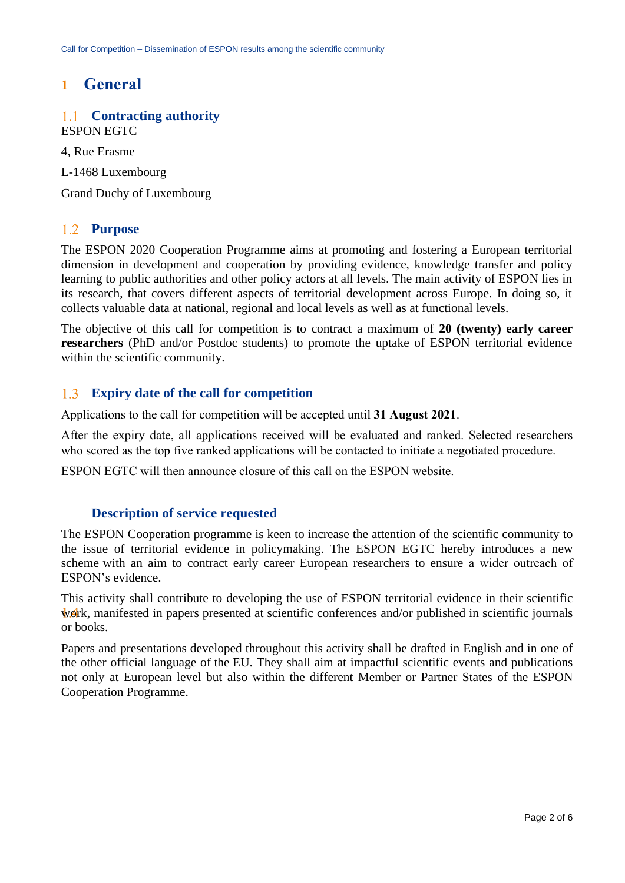# 1 General

## 1.1 Contracting authority

ESPON EGTC

4, Rue Erasme

L-1468 Luxembourg

Grand Duchy of Luxembourg

## 1.2 Purpose

The ESPON 2020 Cooperation Programme aims at promoting and fostering a European territorial dimension in development and cooperation by providing evidence, knowledge transfer and policy learning to public authorities and other policy actors at all levels. The main activity of ESPON lies in its research, that covers different aspects of territorial development across Europe. In doing so, it collects valuable data at national, regional and local levels as well as at functional levels.

The objective of this call for competition is to contract a maximum of **20 (twenty) early career researchers** (PhD and/or Postdoc students) to promote the uptake of ESPON territorial evidence within the scientific community.

## 1.3 Expiry date of the call for competition

Applications to the call for competition will be accepted until **31 August 2021**.

After the expiry date, all applications received will be evaluated and ranked. Selected researchers who scored as the top five ranked applications will be contacted to initiate a negotiated procedure.

ESPON EGTC will then announce closure of this call on the ESPON website.

## 1.4 Description of service requested

The ESPON Cooperation programme is keen to increase the attention of the scientific community to the issue of territorial evidence in policymaking. The ESPON EGTC hereby introduces a new scheme with an aim to contract early career European researchers to ensure a wider outreach of ESPON's evidence.

This activity shall contribute to developing the use of ESPON territorial evidence in their scientific work, manifested in papers presented at scientific conferences and/or published in scientific journals or books.

Papers and presentations developed throughout this activity shall be drafted in English and in one of the other official language of the EU. They shall aim at impactful scientific events and publications not only at European level but also within the different Member or Partner States of the ESPON Cooperation Programme.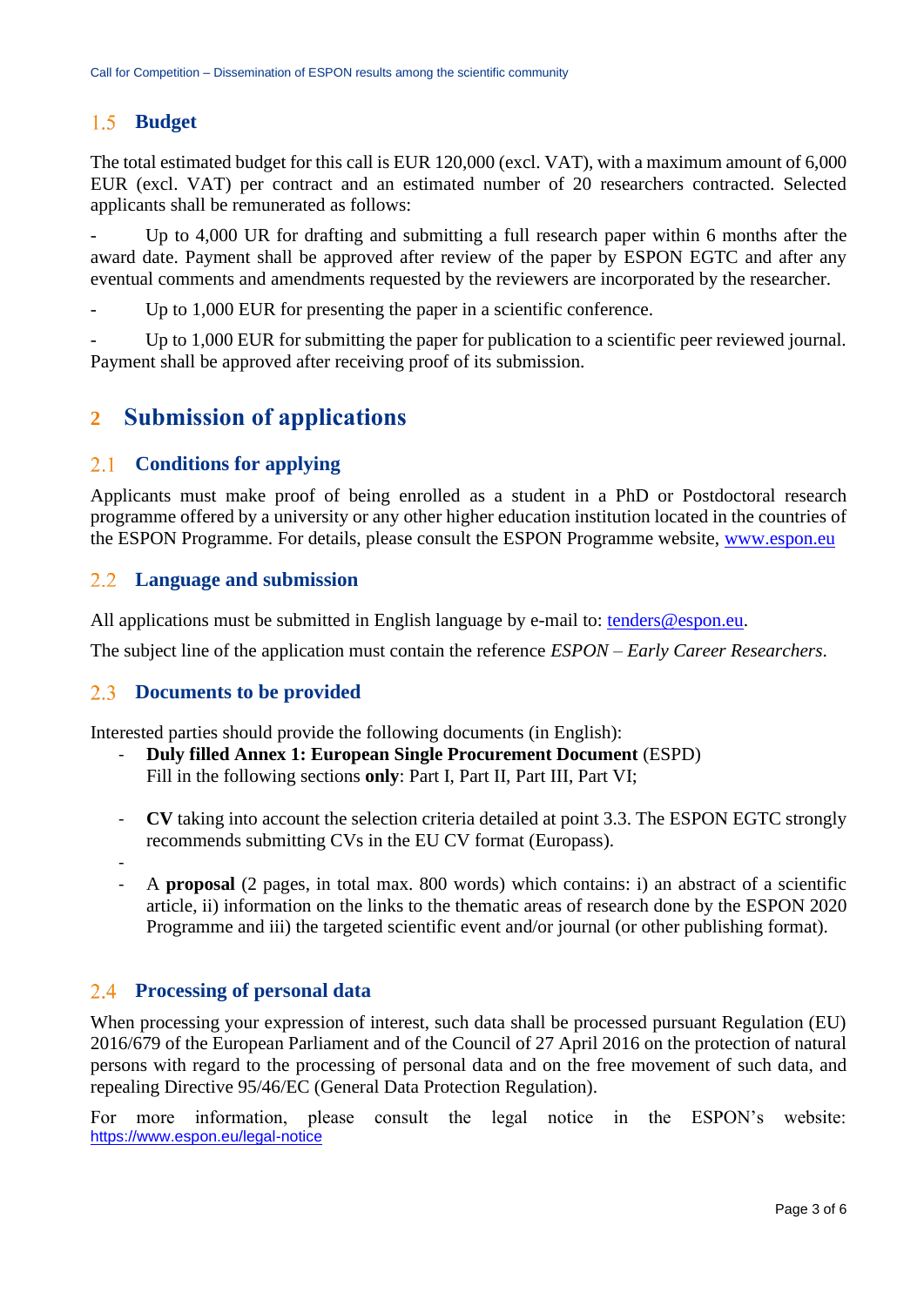## 1.5 Budget

The total estimated budget for this call is EUR 120,000 (excl. VAT), with a maximum amount of 6,000 EUR (excl. VAT) per contract and an estimated number of 20 researchers contracted. Selected applicants shall be remunerated as follows:

- Up to 4,000 UR for drafting and submitting a full research paper within 6 months after the award date. Payment shall be approved after review of the paper by ESPON EGTC and after any eventual comments and amendments requested by the reviewers are incorporated by the researcher.
- Up to 1,000 EUR for presenting the paper in a scientific conference.
- Up to 1,000 EUR for submitting the paper for publication to a scientific peer reviewed journal. Payment shall be approved after receiving proof of its submission.

# 2 Submission of applications

## 2.1 Conditions for applying

Applicants must make proof of being enrolled as a student in a PhD or Postdoctoral research programme offered by a university or any other higher education institution located in the countries of the ESPON Programme. For details, please consult the ESPON Programme website, www.espon.eu

## 2.2 Language and submission

All applications must be submitted in English language by e-mail to: tenders@espon.eu.

The subject line of the application must contain the reference *ESPON – Early Career Researchers*.

## 2.3 Documents to be provided

Interested parties should provide the following documents (in English):

- **Duly filled Annex 1: European Single Procurement Document** (ESPD)
  Fill in the following sections **only**: Part I, Part II, Part III, Part VI;
- **CV** taking into account the selection criteria detailed at point 3.3. The ESPON EGTC strongly recommends submitting CVs in the EU CV format (Europass).
- 
- A **proposal** (2 pages, in total max. 800 words) which contains: i) an abstract of a scientific article, ii) information on the links to the thematic areas of research done by the ESPON 2020 Programme and iii) the targeted scientific event and/or journal (or other publishing format).

## 2.4 Processing of personal data

When processing your expression of interest, such data shall be processed pursuant Regulation (EU) 2016/679 of the European Parliament and of the Council of 27 April 2016 on the protection of natural persons with regard to the processing of personal data and on the free movement of such data, and repealing Directive 95/46/EC (General Data Protection Regulation).

For more information, please consult the legal notice in the ESPON's website: https://www.espon.eu/legal-notice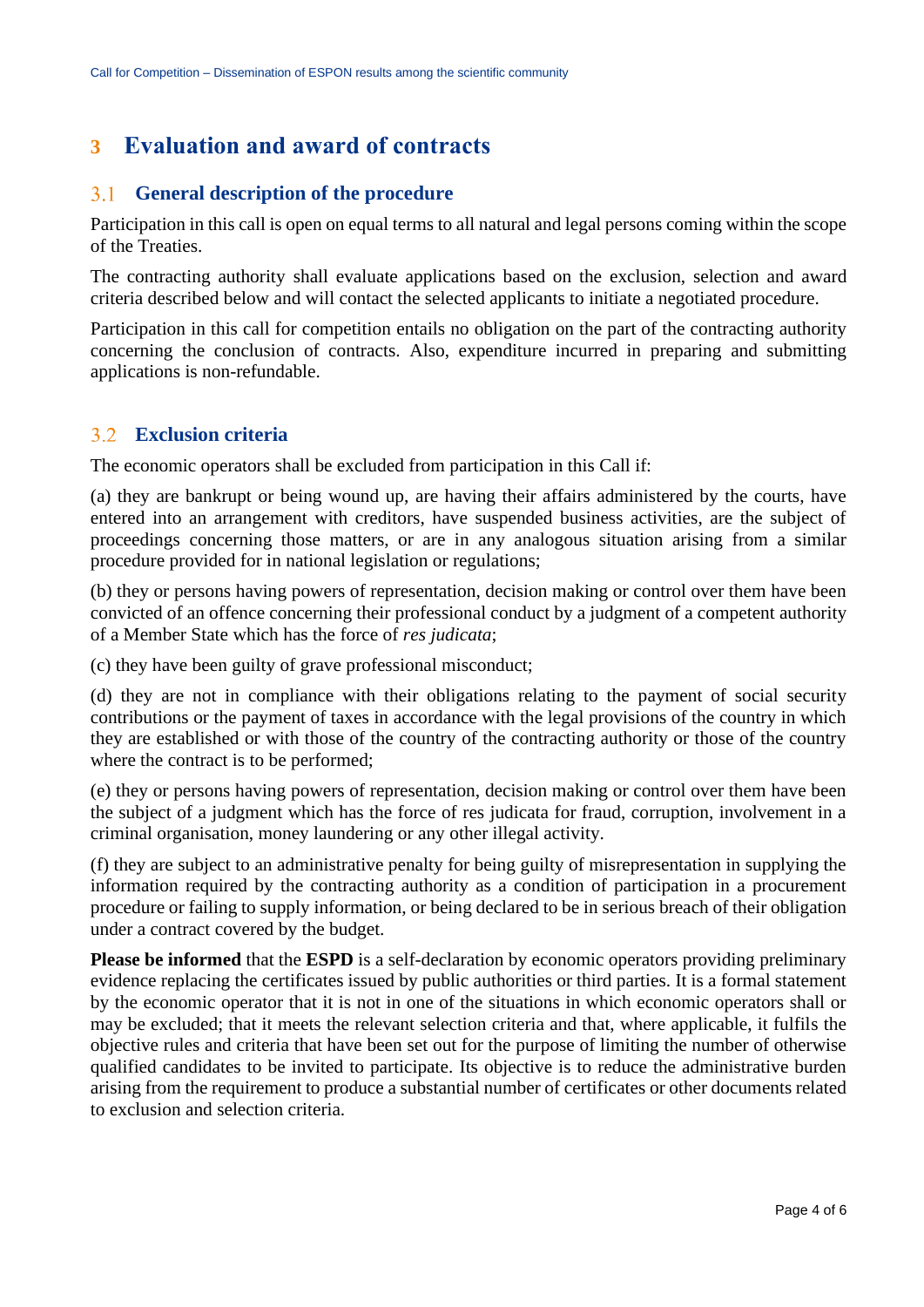# 3 Evaluation and award of contracts

## 3.1 General description of the procedure

Participation in this call is open on equal terms to all natural and legal persons coming within the scope of the Treaties.

The contracting authority shall evaluate applications based on the exclusion, selection and award criteria described below and will contact the selected applicants to initiate a negotiated procedure.

Participation in this call for competition entails no obligation on the part of the contracting authority concerning the conclusion of contracts. Also, expenditure incurred in preparing and submitting applications is non-refundable.

## 3.2 Exclusion criteria

The economic operators shall be excluded from participation in this Call if:

(a) they are bankrupt or being wound up, are having their affairs administered by the courts, have entered into an arrangement with creditors, have suspended business activities, are the subject of proceedings concerning those matters, or are in any analogous situation arising from a similar procedure provided for in national legislation or regulations;

(b) they or persons having powers of representation, decision making or control over them have been convicted of an offence concerning their professional conduct by a judgment of a competent authority of a Member State which has the force of *res judicata*;

(c) they have been guilty of grave professional misconduct;

(d) they are not in compliance with their obligations relating to the payment of social security contributions or the payment of taxes in accordance with the legal provisions of the country in which they are established or with those of the country of the contracting authority or those of the country where the contract is to be performed;

(e) they or persons having powers of representation, decision making or control over them have been the subject of a judgment which has the force of res judicata for fraud, corruption, involvement in a criminal organisation, money laundering or any other illegal activity.

(f) they are subject to an administrative penalty for being guilty of misrepresentation in supplying the information required by the contracting authority as a condition of participation in a procurement procedure or failing to supply information, or being declared to be in serious breach of their obligation under a contract covered by the budget.

**Please be informed** that the **ESPD** is a self-declaration by economic operators providing preliminary evidence replacing the certificates issued by public authorities or third parties. It is a formal statement by the economic operator that it is not in one of the situations in which economic operators shall or may be excluded; that it meets the relevant selection criteria and that, where applicable, it fulfils the objective rules and criteria that have been set out for the purpose of limiting the number of otherwise qualified candidates to be invited to participate. Its objective is to reduce the administrative burden arising from the requirement to produce a substantial number of certificates or other documents related to exclusion and selection criteria.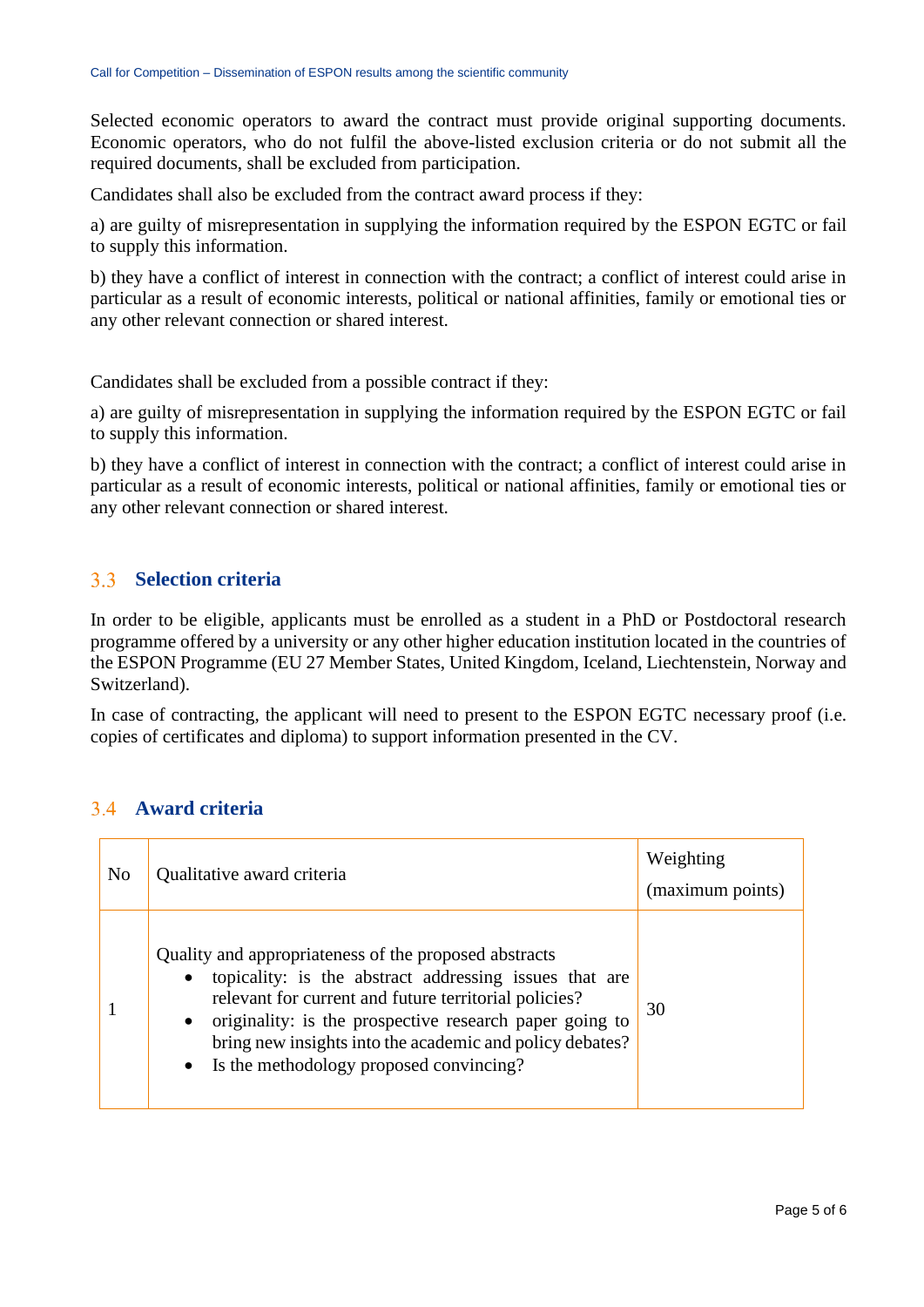Selected economic operators to award the contract must provide original supporting documents. Economic operators, who do not fulfil the above-listed exclusion criteria or do not submit all the required documents, shall be excluded from participation.

Candidates shall also be excluded from the contract award process if they:

a) are guilty of misrepresentation in supplying the information required by the ESPON EGTC or fail to supply this information.

b) they have a conflict of interest in connection with the contract; a conflict of interest could arise in particular as a result of economic interests, political or national affinities, family or emotional ties or any other relevant connection or shared interest.

Candidates shall be excluded from a possible contract if they:

a) are guilty of misrepresentation in supplying the information required by the ESPON EGTC or fail to supply this information.

b) they have a conflict of interest in connection with the contract; a conflict of interest could arise in particular as a result of economic interests, political or national affinities, family or emotional ties or any other relevant connection or shared interest.

## 3.3 Selection criteria

In order to be eligible, applicants must be enrolled as a student in a PhD or Postdoctoral research programme offered by a university or any other higher education institution located in the countries of the ESPON Programme (EU 27 Member States, United Kingdom, Iceland, Liechtenstein, Norway and Switzerland).

In case of contracting, the applicant will need to present to the ESPON EGTC necessary proof (i.e. copies of certificates and diploma) to support information presented in the CV.

## 3.4 Award criteria

| No | Qualitative award criteria | Weighting (maximum points) |
|---|---|---|
| 1 | Quality and appropriateness of the proposed abstracts<br>• topicality: is the abstract addressing issues that are relevant for current and future territorial policies?<br>• originality: is the prospective research paper going to bring new insights into the academic and policy debates?<br>• Is the methodology proposed convincing? | 30 |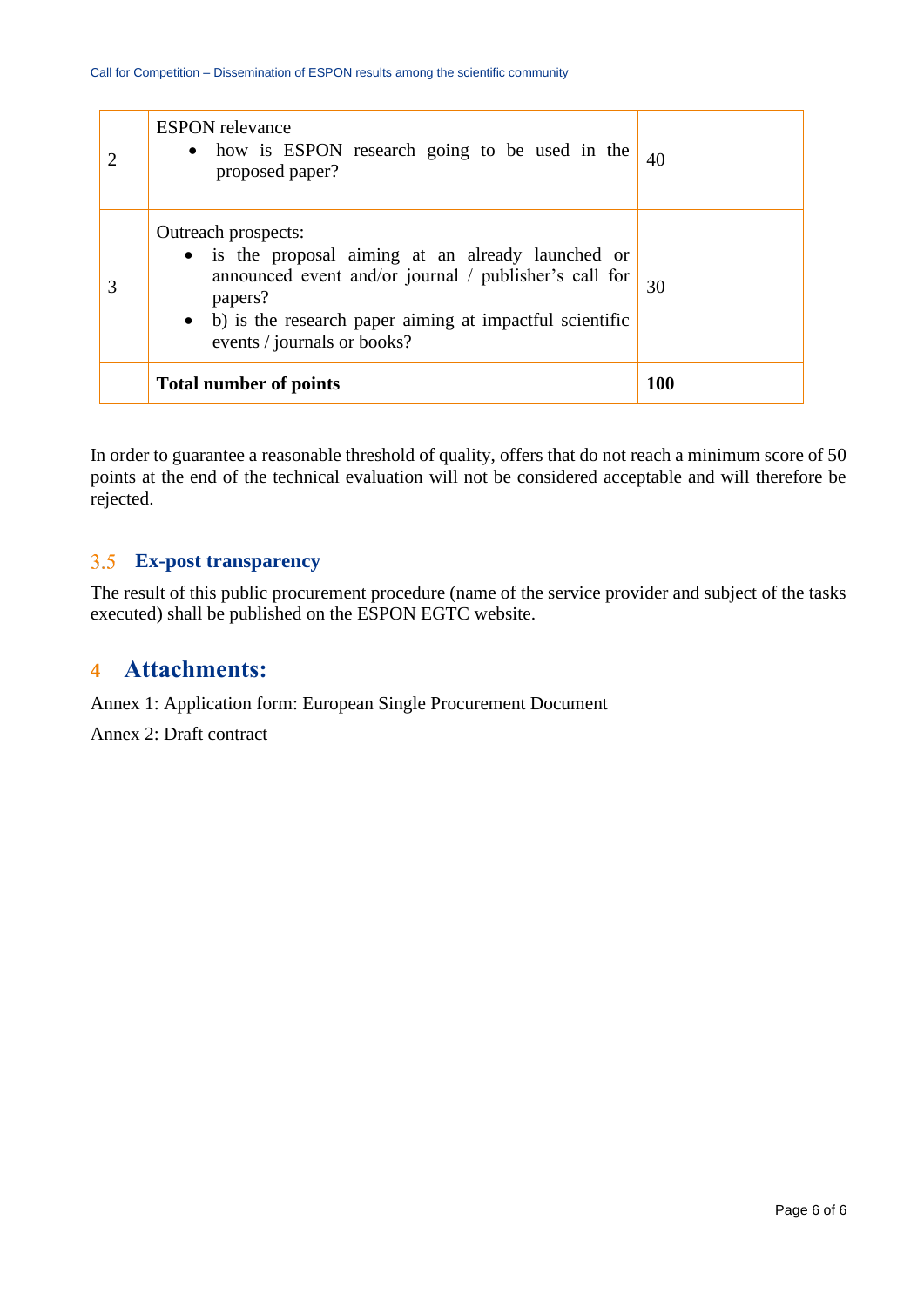| | | |
|---|---|---|
| 2 | ESPON relevance<br>• how is ESPON research going to be used in the proposed paper? | 40 |
| 3 | Outreach prospects:<br>• is the proposal aiming at an already launched or announced event and/or journal / publisher's call for papers?<br>• b) is the research paper aiming at impactful scientific events / journals or books? | 30 |
| | **Total number of points** | **100** |

In order to guarantee a reasonable threshold of quality, offers that do not reach a minimum score of 50 points at the end of the technical evaluation will not be considered acceptable and will therefore be rejected.

### 3.5 Ex-post transparency

The result of this public procurement procedure (name of the service provider and subject of the tasks executed) shall be published on the ESPON EGTC website.

## 4 Attachments:

Annex 1: Application form: European Single Procurement Document

Annex 2: Draft contract